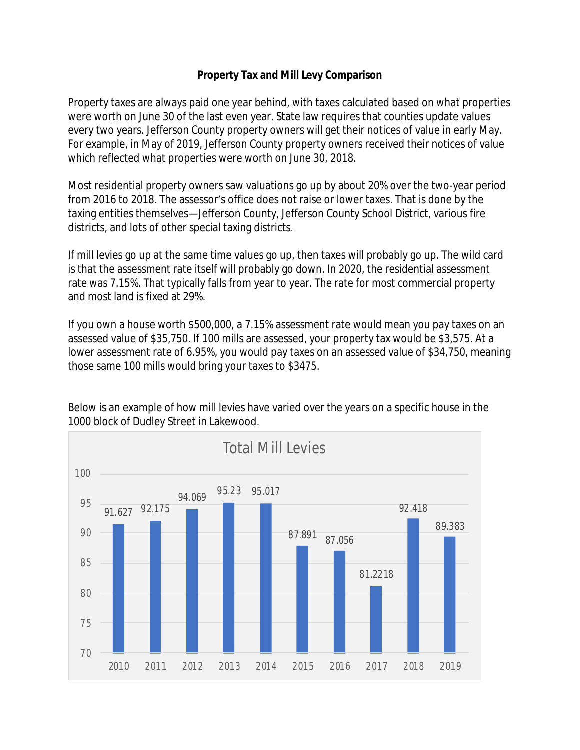**Property Tax and Mill Levy Comparison**

Property taxes are always paid one year behind, with taxes calculated based on what properties were worth on June 30 of the last even year. State law requires that counties update values every two years. Jefferson County property owners will get their notices of value in early May. For example, in May of 2019, Jefferson County property owners received their notices of value which reflected what properties were worth on June 30, 2018.

Most residential property owners saw valuations go up by about 20% over the two-year period from 2016 to 2018. The assessor's office does not raise or lower taxes. That is done by the taxing entities themselves—Jefferson County, Jefferson County School District, various fire districts, and lots of other special taxing districts.

If mill levies go up at the same time values go up, then taxes will probably go up. The wild card is that the assessment rate itself will probably go down. In 2020, the residential assessment rate was 7.15%. That typically falls from year to year. The rate for most commercial property and most land is fixed at 29%.

If you own a house worth $500,000, a 7.15% assessment rate would mean you pay taxes on an assessed value of $35,750. If 100 mills are assessed, your property tax would be $3,575. At a lower assessment rate of 6.95%, you would pay taxes on an assessed value of $34,750, meaning those same 100 mills would bring your taxes to $3475.

Below is an example of how mill levies have varied over the years on a specific house in the 1000 block of Dudley Street in Lakewood.

**Total Mill Levies**

| Year | Total Mill Levy |
| --- | --- |
| 2010 | 91.627 |
| 2011 | 92.175 |
| 2012 | 94.069 |
| 2013 | 95.23 |
| 2014 | 95.017 |
| 2015 | 87.891 |
| 2016 | 87.056 |
| 2017 | 81.2218 |
| 2018 | 92.418 |
| 2019 | 89.383 |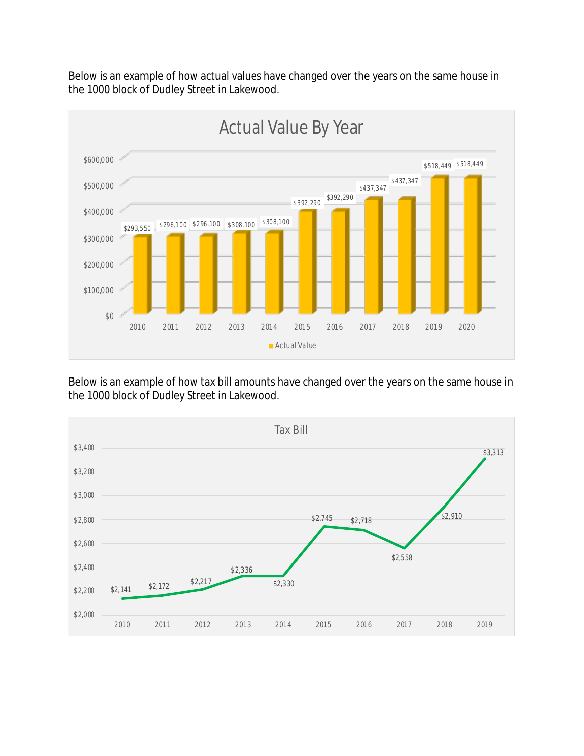Below is an example of how actual values have changed over the years on the same house in the 1000 block of Dudley Street in Lakewood.

Actual Value By Year

$600,000
$500,000
$400,000
$300,000
$200,000
$100,000
$0

$293,550
$296,100
$296,100
$308,100
$308,100
$392,290
$392,290
$437,347
$437,347
$518,449
$518,449

2010
2011
2012
2013
2014
2015
2016
2017
2018
2019
2020

Actual Value

Below is an example of how tax bill amounts have changed over the years on the same house in the 1000 block of Dudley Street in Lakewood.

Tax Bill

$3,400
$3,200
$3,000
$2,800
$2,600
$2,400
$2,200
$2,000

$2,141
$2,172
$2,217
$2,336
$2,330
$2,745
$2,718
$2,558
$2,910
$3,313

2010
2011
2012
2013
2014
2015
2016
2017
2018
2019